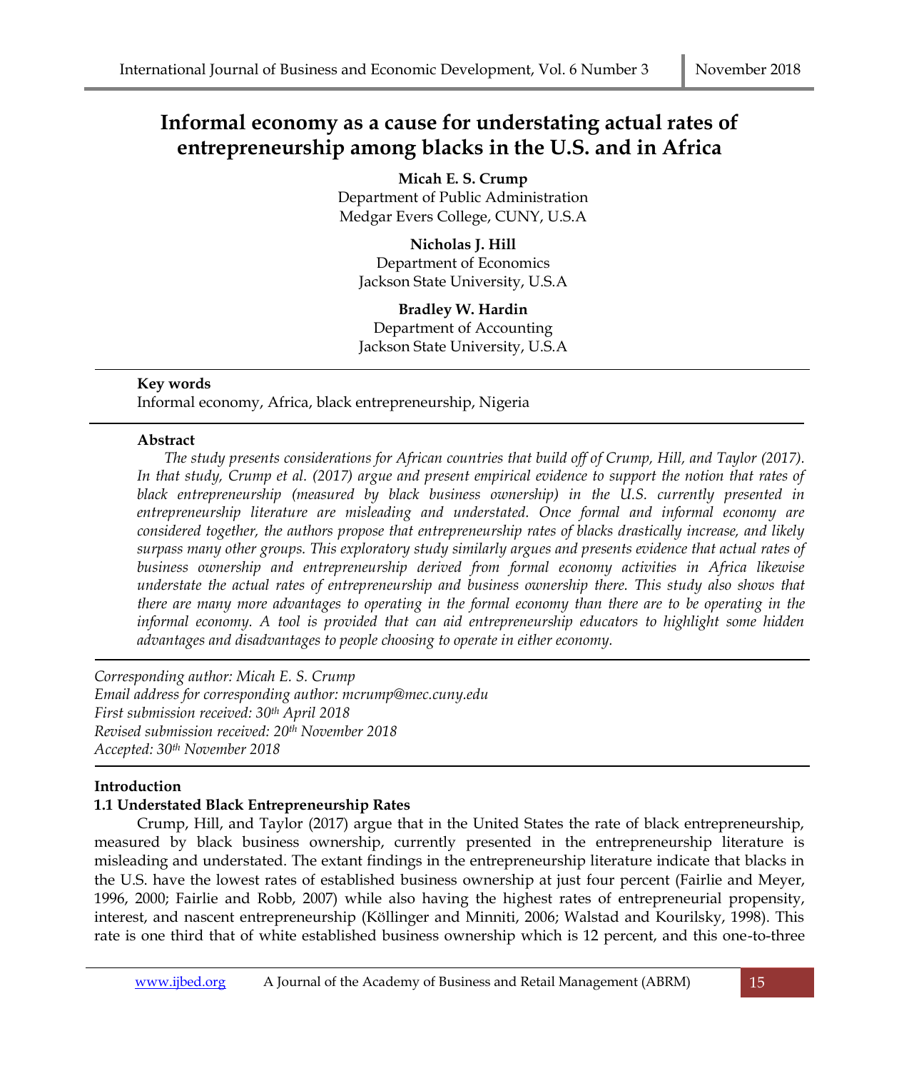# Informal economy as a cause for understating actual rates of entrepreneurship among blacks in the U.S. and in Africa

**Micah E. S. Crump**
Department of Public Administration
Medgar Evers College, CUNY, U.S.A

**Nicholas J. Hill**
Department of Economics
Jackson State University, U.S.A

**Bradley W. Hardin**
Department of Accounting
Jackson State University, U.S.A

**Key words**
Informal economy, Africa, black entrepreneurship, Nigeria

**Abstract**

*The study presents considerations for African countries that build off of Crump, Hill, and Taylor (2017). In that study, Crump et al. (2017) argue and present empirical evidence to support the notion that rates of black entrepreneurship (measured by black business ownership) in the U.S. currently presented in entrepreneurship literature are misleading and understated. Once formal and informal economy are considered together, the authors propose that entrepreneurship rates of blacks drastically increase, and likely surpass many other groups. This exploratory study similarly argues and presents evidence that actual rates of business ownership and entrepreneurship derived from formal economy activities in Africa likewise understate the actual rates of entrepreneurship and business ownership there. This study also shows that there are many more advantages to operating in the formal economy than there are to be operating in the informal economy. A tool is provided that can aid entrepreneurship educators to highlight some hidden advantages and disadvantages to people choosing to operate in either economy.*

*Corresponding author: Micah E. S. Crump*
*Email address for corresponding author: mcrump@mec.cuny.edu*
*First submission received: 30th April 2018*
*Revised submission received: 20th November 2018*
*Accepted: 30th November 2018*

## Introduction

### 1.1 Understated Black Entrepreneurship Rates

Crump, Hill, and Taylor (2017) argue that in the United States the rate of black entrepreneurship, measured by black business ownership, currently presented in the entrepreneurship literature is misleading and understated. The extant findings in the entrepreneurship literature indicate that blacks in the U.S. have the lowest rates of established business ownership at just four percent (Fairlie and Meyer, 1996, 2000; Fairlie and Robb, 2007) while also having the highest rates of entrepreneurial propensity, interest, and nascent entrepreneurship (Köllinger and Minniti, 2006; Walstad and Kourilsky, 1998). This rate is one third that of white established business ownership which is 12 percent, and this one-to-three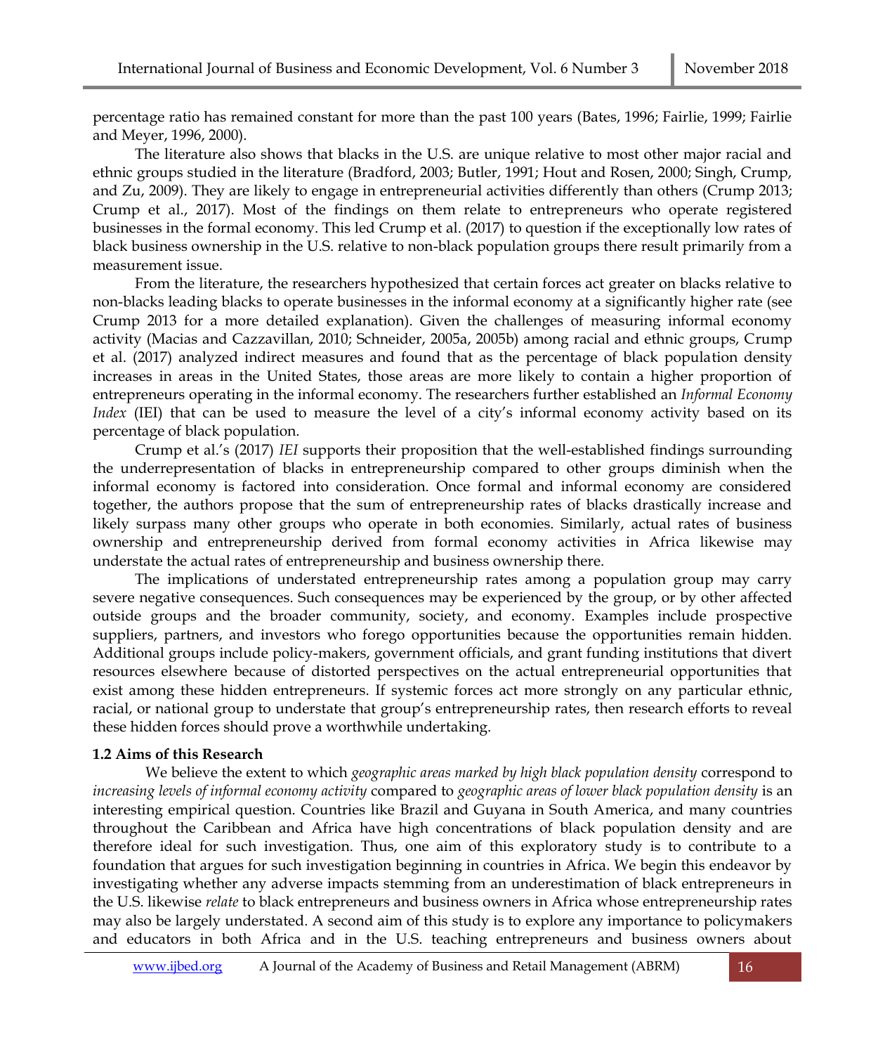percentage ratio has remained constant for more than the past 100 years (Bates, 1996; Fairlie, 1999; Fairlie and Meyer, 1996, 2000).

The literature also shows that blacks in the U.S. are unique relative to most other major racial and ethnic groups studied in the literature (Bradford, 2003; Butler, 1991; Hout and Rosen, 2000; Singh, Crump, and Zu, 2009). They are likely to engage in entrepreneurial activities differently than others (Crump 2013; Crump et al., 2017). Most of the findings on them relate to entrepreneurs who operate registered businesses in the formal economy. This led Crump et al. (2017) to question if the exceptionally low rates of black business ownership in the U.S. relative to non-black population groups there result primarily from a measurement issue.

From the literature, the researchers hypothesized that certain forces act greater on blacks relative to non-blacks leading blacks to operate businesses in the informal economy at a significantly higher rate (see Crump 2013 for a more detailed explanation). Given the challenges of measuring informal economy activity (Macias and Cazzavillan, 2010; Schneider, 2005a, 2005b) among racial and ethnic groups, Crump et al. (2017) analyzed indirect measures and found that as the percentage of black population density increases in areas in the United States, those areas are more likely to contain a higher proportion of entrepreneurs operating in the informal economy. The researchers further established an *Informal Economy Index* (IEI) that can be used to measure the level of a city's informal economy activity based on its percentage of black population.

Crump et al.'s (2017) *IEI* supports their proposition that the well-established findings surrounding the underrepresentation of blacks in entrepreneurship compared to other groups diminish when the informal economy is factored into consideration. Once formal and informal economy are considered together, the authors propose that the sum of entrepreneurship rates of blacks drastically increase and likely surpass many other groups who operate in both economies. Similarly, actual rates of business ownership and entrepreneurship derived from formal economy activities in Africa likewise may understate the actual rates of entrepreneurship and business ownership there.

The implications of understated entrepreneurship rates among a population group may carry severe negative consequences. Such consequences may be experienced by the group, or by other affected outside groups and the broader community, society, and economy. Examples include prospective suppliers, partners, and investors who forego opportunities because the opportunities remain hidden. Additional groups include policy-makers, government officials, and grant funding institutions that divert resources elsewhere because of distorted perspectives on the actual entrepreneurial opportunities that exist among these hidden entrepreneurs. If systemic forces act more strongly on any particular ethnic, racial, or national group to understate that group's entrepreneurship rates, then research efforts to reveal these hidden forces should prove a worthwhile undertaking.

### 1.2 Aims of this Research

We believe the extent to which *geographic areas marked by high black population density* correspond to *increasing levels of informal economy activity* compared to *geographic areas of lower black population density* is an interesting empirical question. Countries like Brazil and Guyana in South America, and many countries throughout the Caribbean and Africa have high concentrations of black population density and are therefore ideal for such investigation. Thus, one aim of this exploratory study is to contribute to a foundation that argues for such investigation beginning in countries in Africa. We begin this endeavor by investigating whether any adverse impacts stemming from an underestimation of black entrepreneurs in the U.S. likewise *relate* to black entrepreneurs and business owners in Africa whose entrepreneurship rates may also be largely understated. A second aim of this study is to explore any importance to policymakers and educators in both Africa and in the U.S. teaching entrepreneurs and business owners about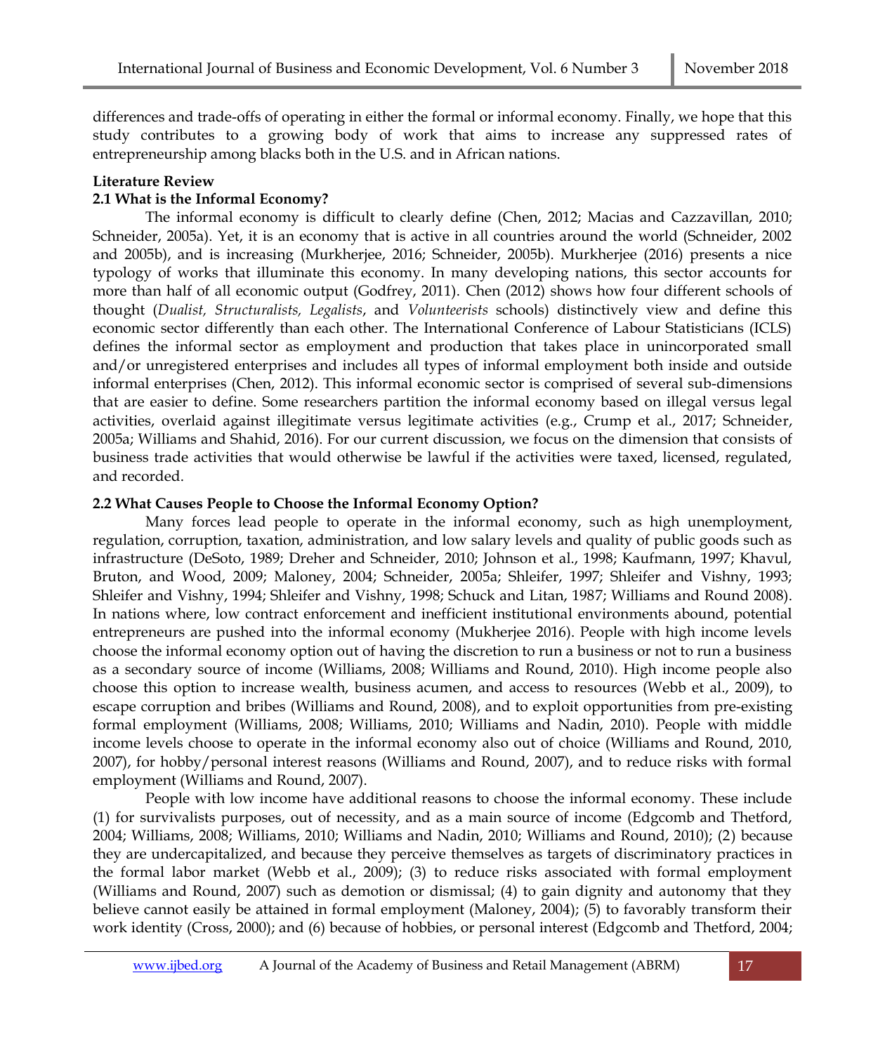differences and trade-offs of operating in either the formal or informal economy. Finally, we hope that this study contributes to a growing body of work that aims to increase any suppressed rates of entrepreneurship among blacks both in the U.S. and in African nations.

## Literature Review

### 2.1 What is the Informal Economy?

The informal economy is difficult to clearly define (Chen, 2012; Macias and Cazzavillan, 2010; Schneider, 2005a). Yet, it is an economy that is active in all countries around the world (Schneider, 2002 and 2005b), and is increasing (Murkherjee, 2016; Schneider, 2005b). Murkherjee (2016) presents a nice typology of works that illuminate this economy. In many developing nations, this sector accounts for more than half of all economic output (Godfrey, 2011). Chen (2012) shows how four different schools of thought (*Dualist, Structuralists, Legalists*, and *Volunteerists* schools) distinctively view and define this economic sector differently than each other. The International Conference of Labour Statisticians (ICLS) defines the informal sector as employment and production that takes place in unincorporated small and/or unregistered enterprises and includes all types of informal employment both inside and outside informal enterprises (Chen, 2012). This informal economic sector is comprised of several sub-dimensions that are easier to define. Some researchers partition the informal economy based on illegal versus legal activities, overlaid against illegitimate versus legitimate activities (e.g., Crump et al., 2017; Schneider, 2005a; Williams and Shahid, 2016). For our current discussion, we focus on the dimension that consists of business trade activities that would otherwise be lawful if the activities were taxed, licensed, regulated, and recorded.

### 2.2 What Causes People to Choose the Informal Economy Option?

Many forces lead people to operate in the informal economy, such as high unemployment, regulation, corruption, taxation, administration, and low salary levels and quality of public goods such as infrastructure (DeSoto, 1989; Dreher and Schneider, 2010; Johnson et al., 1998; Kaufmann, 1997; Khavul, Bruton, and Wood, 2009; Maloney, 2004; Schneider, 2005a; Shleifer, 1997; Shleifer and Vishny, 1993; Shleifer and Vishny, 1994; Shleifer and Vishny, 1998; Schuck and Litan, 1987; Williams and Round 2008). In nations where, low contract enforcement and inefficient institutional environments abound, potential entrepreneurs are pushed into the informal economy (Mukherjee 2016). People with high income levels choose the informal economy option out of having the discretion to run a business or not to run a business as a secondary source of income (Williams, 2008; Williams and Round, 2010). High income people also choose this option to increase wealth, business acumen, and access to resources (Webb et al., 2009), to escape corruption and bribes (Williams and Round, 2008), and to exploit opportunities from pre-existing formal employment (Williams, 2008; Williams, 2010; Williams and Nadin, 2010). People with middle income levels choose to operate in the informal economy also out of choice (Williams and Round, 2010, 2007), for hobby/personal interest reasons (Williams and Round, 2007), and to reduce risks with formal employment (Williams and Round, 2007).

People with low income have additional reasons to choose the informal economy. These include (1) for survivalists purposes, out of necessity, and as a main source of income (Edgcomb and Thetford, 2004; Williams, 2008; Williams, 2010; Williams and Nadin, 2010; Williams and Round, 2010); (2) because they are undercapitalized, and because they perceive themselves as targets of discriminatory practices in the formal labor market (Webb et al., 2009); (3) to reduce risks associated with formal employment (Williams and Round, 2007) such as demotion or dismissal; (4) to gain dignity and autonomy that they believe cannot easily be attained in formal employment (Maloney, 2004); (5) to favorably transform their work identity (Cross, 2000); and (6) because of hobbies, or personal interest (Edgcomb and Thetford, 2004;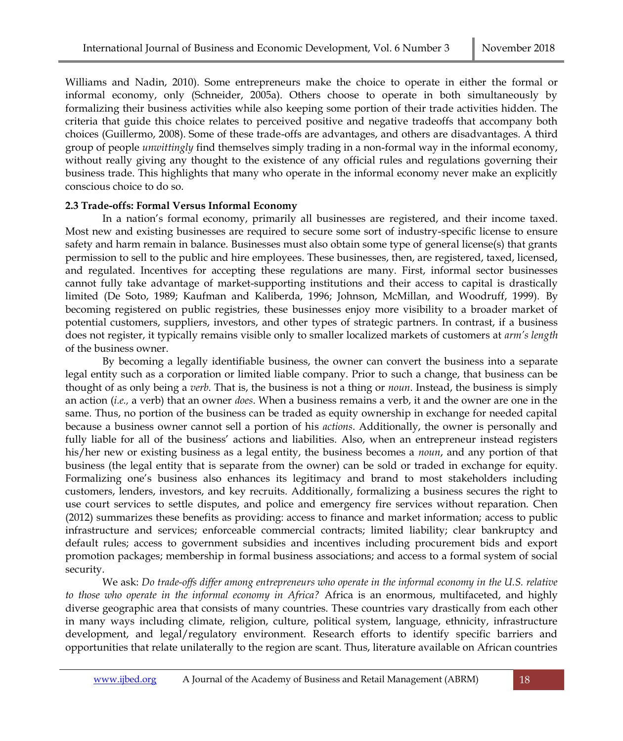Williams and Nadin, 2010). Some entrepreneurs make the choice to operate in either the formal or informal economy, only (Schneider, 2005a). Others choose to operate in both simultaneously by formalizing their business activities while also keeping some portion of their trade activities hidden. The criteria that guide this choice relates to perceived positive and negative tradeoffs that accompany both choices (Guillermo, 2008). Some of these trade-offs are advantages, and others are disadvantages. A third group of people *unwittingly* find themselves simply trading in a non-formal way in the informal economy, without really giving any thought to the existence of any official rules and regulations governing their business trade. This highlights that many who operate in the informal economy never make an explicitly conscious choice to do so.

### 2.3 Trade-offs: Formal Versus Informal Economy

In a nation's formal economy, primarily all businesses are registered, and their income taxed. Most new and existing businesses are required to secure some sort of industry-specific license to ensure safety and harm remain in balance. Businesses must also obtain some type of general license(s) that grants permission to sell to the public and hire employees. These businesses, then, are registered, taxed, licensed, and regulated. Incentives for accepting these regulations are many. First, informal sector businesses cannot fully take advantage of market-supporting institutions and their access to capital is drastically limited (De Soto, 1989; Kaufman and Kaliberda, 1996; Johnson, McMillan, and Woodruff, 1999). By becoming registered on public registries, these businesses enjoy more visibility to a broader market of potential customers, suppliers, investors, and other types of strategic partners. In contrast, if a business does not register, it typically remains visible only to smaller localized markets of customers at *arm's length* of the business owner.

By becoming a legally identifiable business, the owner can convert the business into a separate legal entity such as a corporation or limited liable company. Prior to such a change, that business can be thought of as only being a *verb*. That is, the business is not a thing or *noun*. Instead, the business is simply an action (*i.e.,* a verb) that an owner *does*. When a business remains a verb, it and the owner are one in the same. Thus, no portion of the business can be traded as equity ownership in exchange for needed capital because a business owner cannot sell a portion of his *actions*. Additionally, the owner is personally and fully liable for all of the business' actions and liabilities. Also, when an entrepreneur instead registers his/her new or existing business as a legal entity, the business becomes a *noun*, and any portion of that business (the legal entity that is separate from the owner) can be sold or traded in exchange for equity. Formalizing one's business also enhances its legitimacy and brand to most stakeholders including customers, lenders, investors, and key recruits. Additionally, formalizing a business secures the right to use court services to settle disputes, and police and emergency fire services without reparation. Chen (2012) summarizes these benefits as providing: access to finance and market information; access to public infrastructure and services; enforceable commercial contracts; limited liability; clear bankruptcy and default rules; access to government subsidies and incentives including procurement bids and export promotion packages; membership in formal business associations; and access to a formal system of social security.

We ask: *Do trade-offs differ among entrepreneurs who operate in the informal economy in the U.S. relative to those who operate in the informal economy in Africa?* Africa is an enormous, multifaceted, and highly diverse geographic area that consists of many countries. These countries vary drastically from each other in many ways including climate, religion, culture, political system, language, ethnicity, infrastructure development, and legal/regulatory environment. Research efforts to identify specific barriers and opportunities that relate unilaterally to the region are scant. Thus, literature available on African countries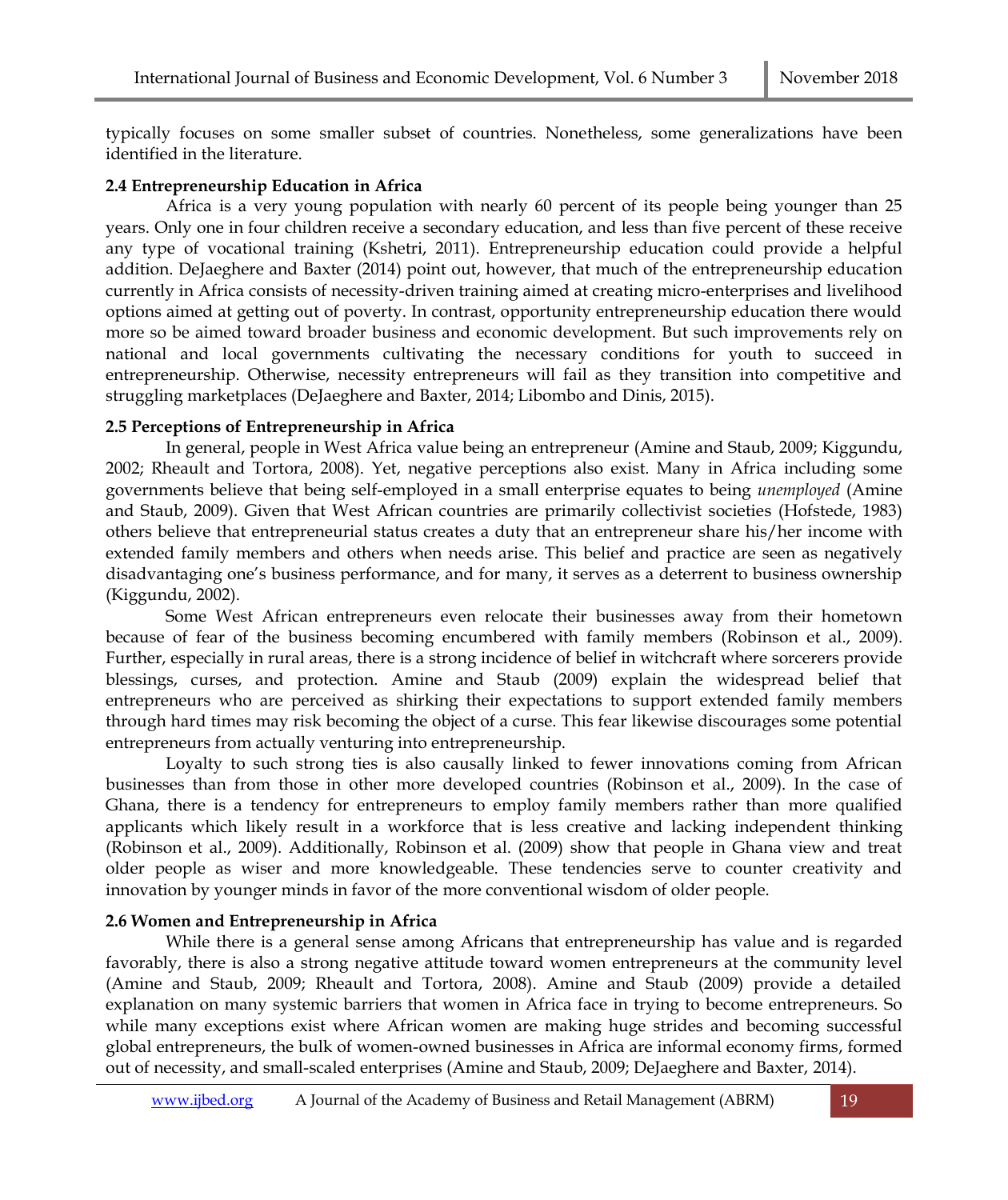typically focuses on some smaller subset of countries. Nonetheless, some generalizations have been identified in the literature.

**2.4 Entrepreneurship Education in Africa**

Africa is a very young population with nearly 60 percent of its people being younger than 25 years. Only one in four children receive a secondary education, and less than five percent of these receive any type of vocational training (Kshetri, 2011). Entrepreneurship education could provide a helpful addition. DeJaeghere and Baxter (2014) point out, however, that much of the entrepreneurship education currently in Africa consists of necessity-driven training aimed at creating micro-enterprises and livelihood options aimed at getting out of poverty. In contrast, opportunity entrepreneurship education there would more so be aimed toward broader business and economic development. But such improvements rely on national and local governments cultivating the necessary conditions for youth to succeed in entrepreneurship. Otherwise, necessity entrepreneurs will fail as they transition into competitive and struggling marketplaces (DeJaeghere and Baxter, 2014; Libombo and Dinis, 2015).

**2.5 Perceptions of Entrepreneurship in Africa**

In general, people in West Africa value being an entrepreneur (Amine and Staub, 2009; Kiggundu, 2002; Rheault and Tortora, 2008). Yet, negative perceptions also exist. Many in Africa including some governments believe that being self-employed in a small enterprise equates to being *unemployed* (Amine and Staub, 2009). Given that West African countries are primarily collectivist societies (Hofstede, 1983) others believe that entrepreneurial status creates a duty that an entrepreneur share his/her income with extended family members and others when needs arise. This belief and practice are seen as negatively disadvantaging one's business performance, and for many, it serves as a deterrent to business ownership (Kiggundu, 2002).

Some West African entrepreneurs even relocate their businesses away from their hometown because of fear of the business becoming encumbered with family members (Robinson et al., 2009). Further, especially in rural areas, there is a strong incidence of belief in witchcraft where sorcerers provide blessings, curses, and protection. Amine and Staub (2009) explain the widespread belief that entrepreneurs who are perceived as shirking their expectations to support extended family members through hard times may risk becoming the object of a curse. This fear likewise discourages some potential entrepreneurs from actually venturing into entrepreneurship.

Loyalty to such strong ties is also causally linked to fewer innovations coming from African businesses than from those in other more developed countries (Robinson et al., 2009). In the case of Ghana, there is a tendency for entrepreneurs to employ family members rather than more qualified applicants which likely result in a workforce that is less creative and lacking independent thinking (Robinson et al., 2009). Additionally, Robinson et al. (2009) show that people in Ghana view and treat older people as wiser and more knowledgeable. These tendencies serve to counter creativity and innovation by younger minds in favor of the more conventional wisdom of older people.

**2.6 Women and Entrepreneurship in Africa**

While there is a general sense among Africans that entrepreneurship has value and is regarded favorably, there is also a strong negative attitude toward women entrepreneurs at the community level (Amine and Staub, 2009; Rheault and Tortora, 2008). Amine and Staub (2009) provide a detailed explanation on many systemic barriers that women in Africa face in trying to become entrepreneurs. So while many exceptions exist where African women are making huge strides and becoming successful global entrepreneurs, the bulk of women-owned businesses in Africa are informal economy firms, formed out of necessity, and small-scaled enterprises (Amine and Staub, 2009; DeJaeghere and Baxter, 2014).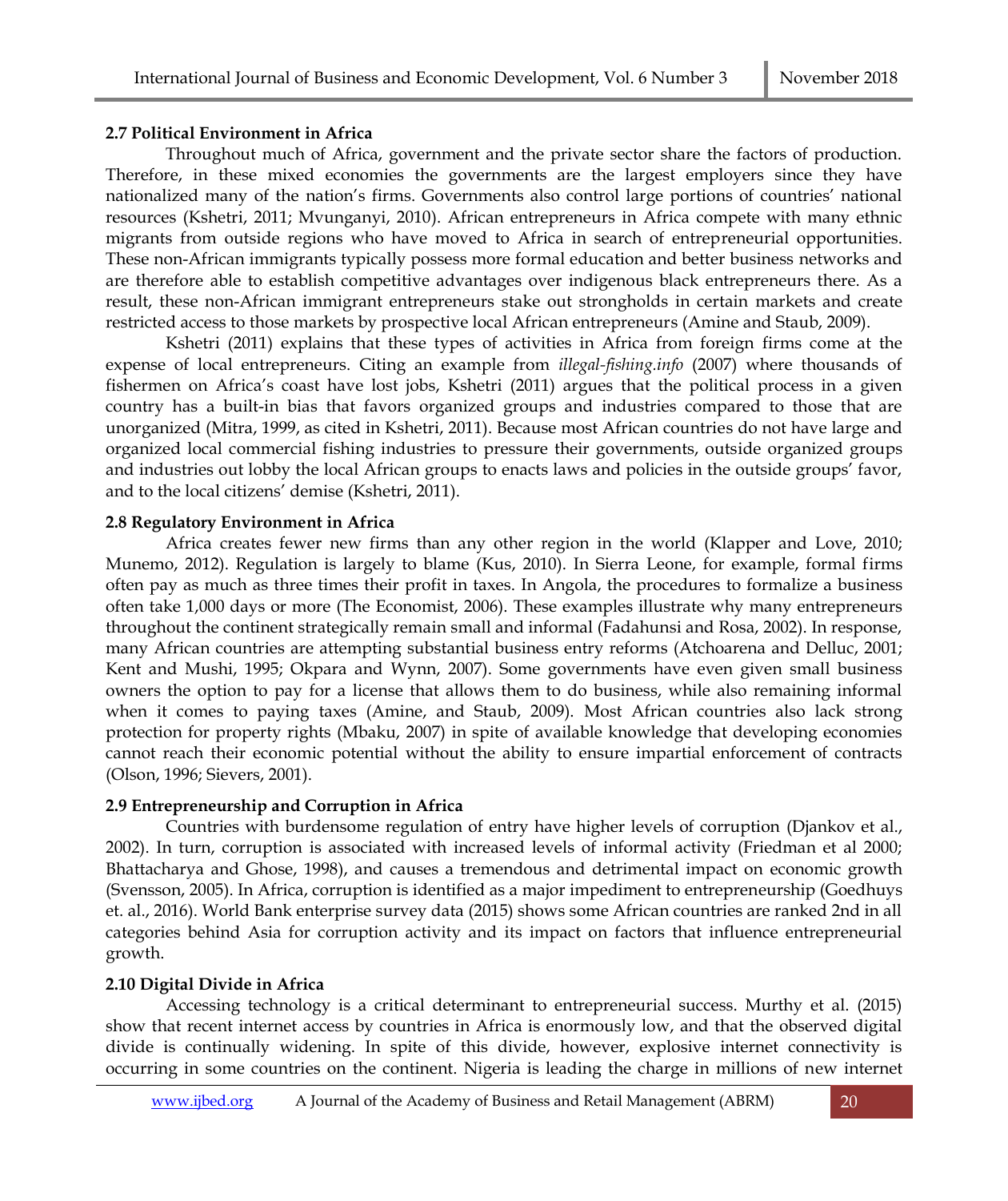### 2.7 Political Environment in Africa

Throughout much of Africa, government and the private sector share the factors of production. Therefore, in these mixed economies the governments are the largest employers since they have nationalized many of the nation's firms. Governments also control large portions of countries' national resources (Kshetri, 2011; Mvunganyi, 2010). African entrepreneurs in Africa compete with many ethnic migrants from outside regions who have moved to Africa in search of entrepreneurial opportunities. These non-African immigrants typically possess more formal education and better business networks and are therefore able to establish competitive advantages over indigenous black entrepreneurs there. As a result, these non-African immigrant entrepreneurs stake out strongholds in certain markets and create restricted access to those markets by prospective local African entrepreneurs (Amine and Staub, 2009).

Kshetri (2011) explains that these types of activities in Africa from foreign firms come at the expense of local entrepreneurs. Citing an example from *illegal-fishing.info* (2007) where thousands of fishermen on Africa's coast have lost jobs, Kshetri (2011) argues that the political process in a given country has a built-in bias that favors organized groups and industries compared to those that are unorganized (Mitra, 1999, as cited in Kshetri, 2011). Because most African countries do not have large and organized local commercial fishing industries to pressure their governments, outside organized groups and industries out lobby the local African groups to enacts laws and policies in the outside groups' favor, and to the local citizens' demise (Kshetri, 2011).

### 2.8 Regulatory Environment in Africa

Africa creates fewer new firms than any other region in the world (Klapper and Love, 2010; Munemo, 2012). Regulation is largely to blame (Kus, 2010). In Sierra Leone, for example, formal firms often pay as much as three times their profit in taxes. In Angola, the procedures to formalize a business often take 1,000 days or more (The Economist, 2006). These examples illustrate why many entrepreneurs throughout the continent strategically remain small and informal (Fadahunsi and Rosa, 2002). In response, many African countries are attempting substantial business entry reforms (Atchoarena and Delluc, 2001; Kent and Mushi, 1995; Okpara and Wynn, 2007). Some governments have even given small business owners the option to pay for a license that allows them to do business, while also remaining informal when it comes to paying taxes (Amine, and Staub, 2009). Most African countries also lack strong protection for property rights (Mbaku, 2007) in spite of available knowledge that developing economies cannot reach their economic potential without the ability to ensure impartial enforcement of contracts (Olson, 1996; Sievers, 2001).

### 2.9 Entrepreneurship and Corruption in Africa

Countries with burdensome regulation of entry have higher levels of corruption (Djankov et al., 2002). In turn, corruption is associated with increased levels of informal activity (Friedman et al 2000; Bhattacharya and Ghose, 1998), and causes a tremendous and detrimental impact on economic growth (Svensson, 2005). In Africa, corruption is identified as a major impediment to entrepreneurship (Goedhuys et. al., 2016). World Bank enterprise survey data (2015) shows some African countries are ranked 2nd in all categories behind Asia for corruption activity and its impact on factors that influence entrepreneurial growth.

### 2.10 Digital Divide in Africa

Accessing technology is a critical determinant to entrepreneurial success. Murthy et al. (2015) show that recent internet access by countries in Africa is enormously low, and that the observed digital divide is continually widening. In spite of this divide, however, explosive internet connectivity is occurring in some countries on the continent. Nigeria is leading the charge in millions of new internet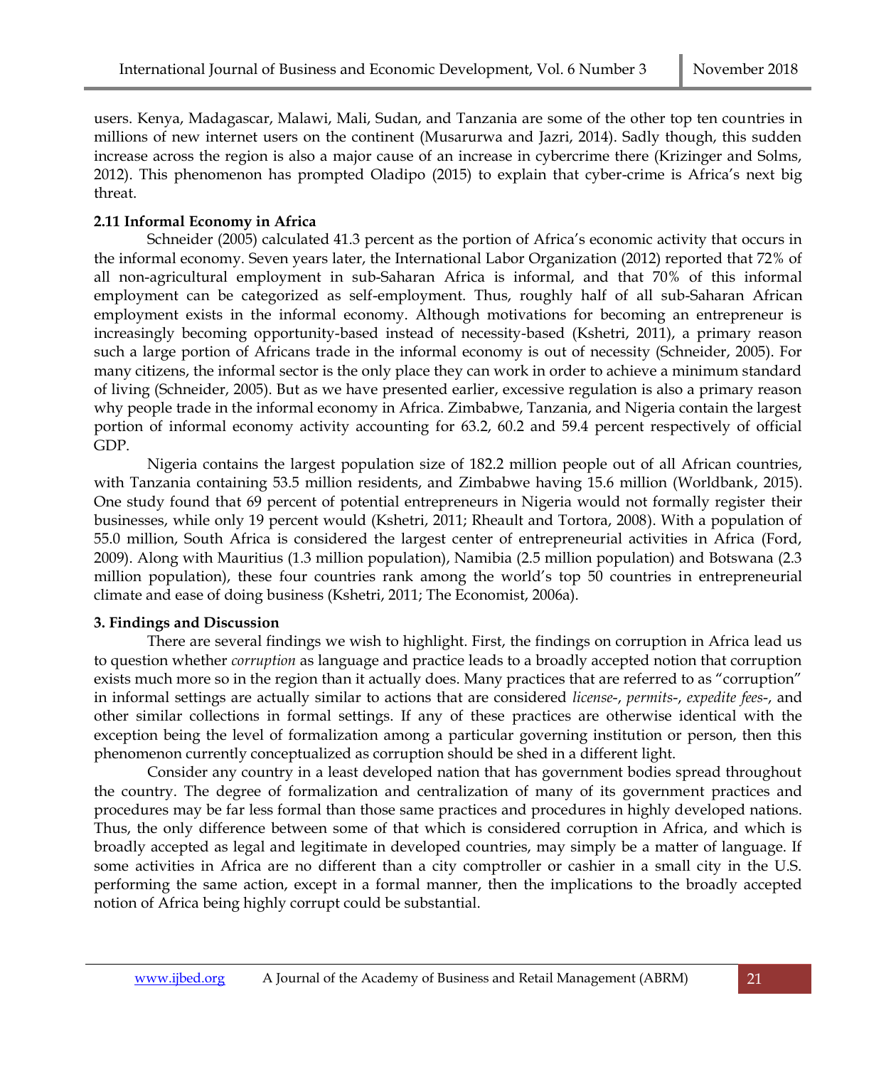users. Kenya, Madagascar, Malawi, Mali, Sudan, and Tanzania are some of the other top ten countries in millions of new internet users on the continent (Musarurwa and Jazri, 2014). Sadly though, this sudden increase across the region is also a major cause of an increase in cybercrime there (Krizinger and Solms, 2012). This phenomenon has prompted Oladipo (2015) to explain that cyber-crime is Africa's next big threat.

### 2.11 Informal Economy in Africa

Schneider (2005) calculated 41.3 percent as the portion of Africa's economic activity that occurs in the informal economy. Seven years later, the International Labor Organization (2012) reported that 72% of all non-agricultural employment in sub-Saharan Africa is informal, and that 70% of this informal employment can be categorized as self-employment. Thus, roughly half of all sub-Saharan African employment exists in the informal economy. Although motivations for becoming an entrepreneur is increasingly becoming opportunity-based instead of necessity-based (Kshetri, 2011), a primary reason such a large portion of Africans trade in the informal economy is out of necessity (Schneider, 2005). For many citizens, the informal sector is the only place they can work in order to achieve a minimum standard of living (Schneider, 2005). But as we have presented earlier, excessive regulation is also a primary reason why people trade in the informal economy in Africa. Zimbabwe, Tanzania, and Nigeria contain the largest portion of informal economy activity accounting for 63.2, 60.2 and 59.4 percent respectively of official GDP.

Nigeria contains the largest population size of 182.2 million people out of all African countries, with Tanzania containing 53.5 million residents, and Zimbabwe having 15.6 million (Worldbank, 2015). One study found that 69 percent of potential entrepreneurs in Nigeria would not formally register their businesses, while only 19 percent would (Kshetri, 2011; Rheault and Tortora, 2008). With a population of 55.0 million, South Africa is considered the largest center of entrepreneurial activities in Africa (Ford, 2009). Along with Mauritius (1.3 million population), Namibia (2.5 million population) and Botswana (2.3 million population), these four countries rank among the world's top 50 countries in entrepreneurial climate and ease of doing business (Kshetri, 2011; The Economist, 2006a).

## 3. Findings and Discussion

There are several findings we wish to highlight. First, the findings on corruption in Africa lead us to question whether *corruption* as language and practice leads to a broadly accepted notion that corruption exists much more so in the region than it actually does. Many practices that are referred to as "corruption" in informal settings are actually similar to actions that are considered *license*-, *permits*-, *expedite fees*-, and other similar collections in formal settings. If any of these practices are otherwise identical with the exception being the level of formalization among a particular governing institution or person, then this phenomenon currently conceptualized as corruption should be shed in a different light.

Consider any country in a least developed nation that has government bodies spread throughout the country. The degree of formalization and centralization of many of its government practices and procedures may be far less formal than those same practices and procedures in highly developed nations. Thus, the only difference between some of that which is considered corruption in Africa, and which is broadly accepted as legal and legitimate in developed countries, may simply be a matter of language. If some activities in Africa are no different than a city comptroller or cashier in a small city in the U.S. performing the same action, except in a formal manner, then the implications to the broadly accepted notion of Africa being highly corrupt could be substantial.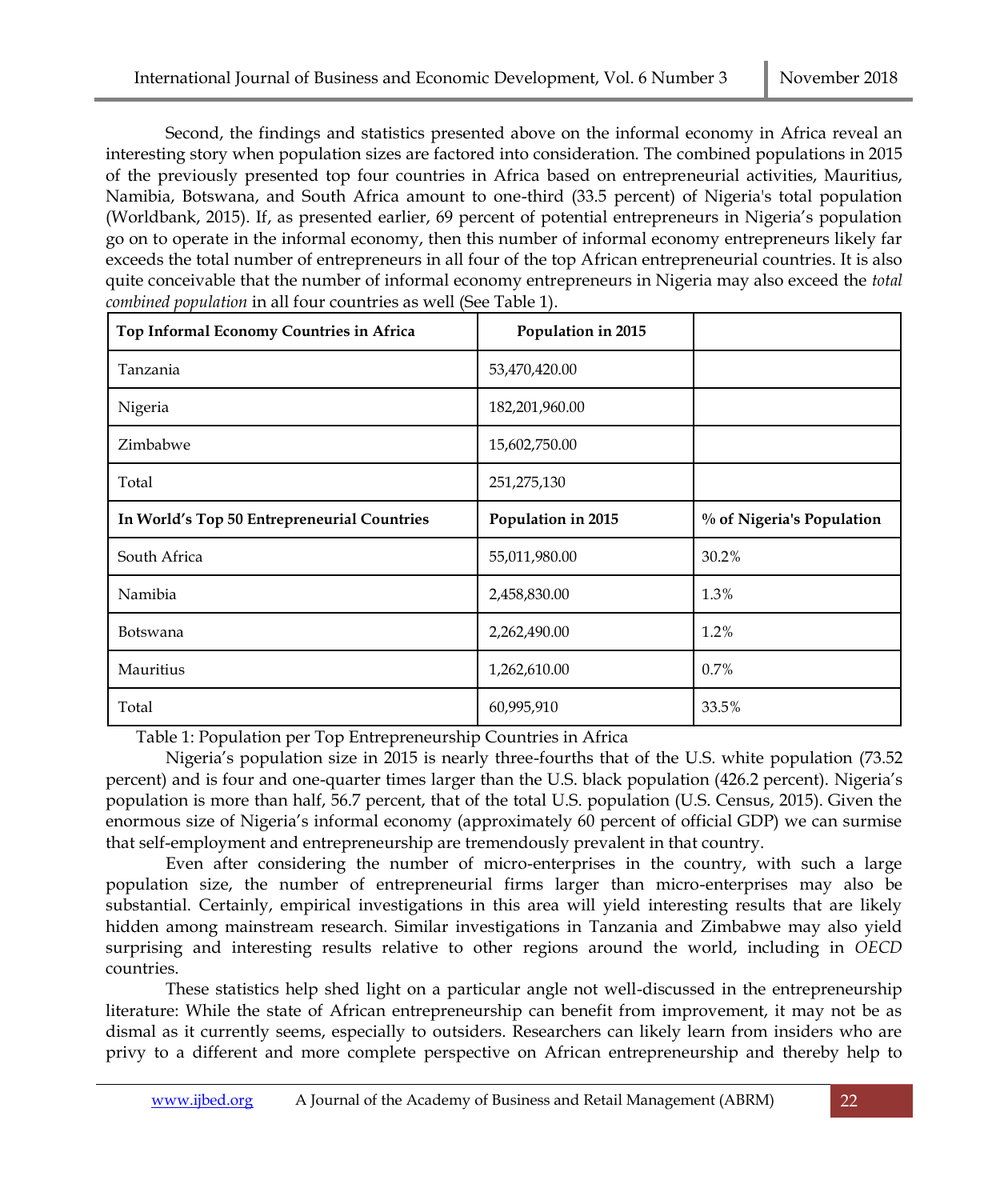Second, the findings and statistics presented above on the informal economy in Africa reveal an interesting story when population sizes are factored into consideration. The combined populations in 2015 of the previously presented top four countries in Africa based on entrepreneurial activities, Mauritius, Namibia, Botswana, and South Africa amount to one-third (33.5 percent) of Nigeria's total population (Worldbank, 2015). If, as presented earlier, 69 percent of potential entrepreneurs in Nigeria's population go on to operate in the informal economy, then this number of informal economy entrepreneurs likely far exceeds the total number of entrepreneurs in all four of the top African entrepreneurial countries. It is also quite conceivable that the number of informal economy entrepreneurs in Nigeria may also exceed the *total combined population* in all four countries as well (See Table 1).

| **Top Informal Economy Countries in Africa** | **Population in 2015** | |
|---|---|---|
| Tanzania | 53,470,420.00 | |
| Nigeria | 182,201,960.00 | |
| Zimbabwe | 15,602,750.00 | |
| Total | 251,275,130 | |
| **In World's Top 50 Entrepreneurial Countries** | **Population in 2015** | **% of Nigeria's Population** |
| South Africa | 55,011,980.00 | 30.2% |
| Namibia | 2,458,830.00 | 1.3% |
| Botswana | 2,262,490.00 | 1.2% |
| Mauritius | 1,262,610.00 | 0.7% |
| Total | 60,995,910 | 33.5% |

Table 1: Population per Top Entrepreneurship Countries in Africa

Nigeria's population size in 2015 is nearly three-fourths that of the U.S. white population (73.52 percent) and is four and one-quarter times larger than the U.S. black population (426.2 percent). Nigeria's population is more than half, 56.7 percent, that of the total U.S. population (U.S. Census, 2015). Given the enormous size of Nigeria's informal economy (approximately 60 percent of official GDP) we can surmise that self-employment and entrepreneurship are tremendously prevalent in that country.

Even after considering the number of micro-enterprises in the country, with such a large population size, the number of entrepreneurial firms larger than micro-enterprises may also be substantial. Certainly, empirical investigations in this area will yield interesting results that are likely hidden among mainstream research. Similar investigations in Tanzania and Zimbabwe may also yield surprising and interesting results relative to other regions around the world, including in *OECD* countries.

These statistics help shed light on a particular angle not well-discussed in the entrepreneurship literature: While the state of African entrepreneurship can benefit from improvement, it may not be as dismal as it currently seems, especially to outsiders. Researchers can likely learn from insiders who are privy to a different and more complete perspective on African entrepreneurship and thereby help to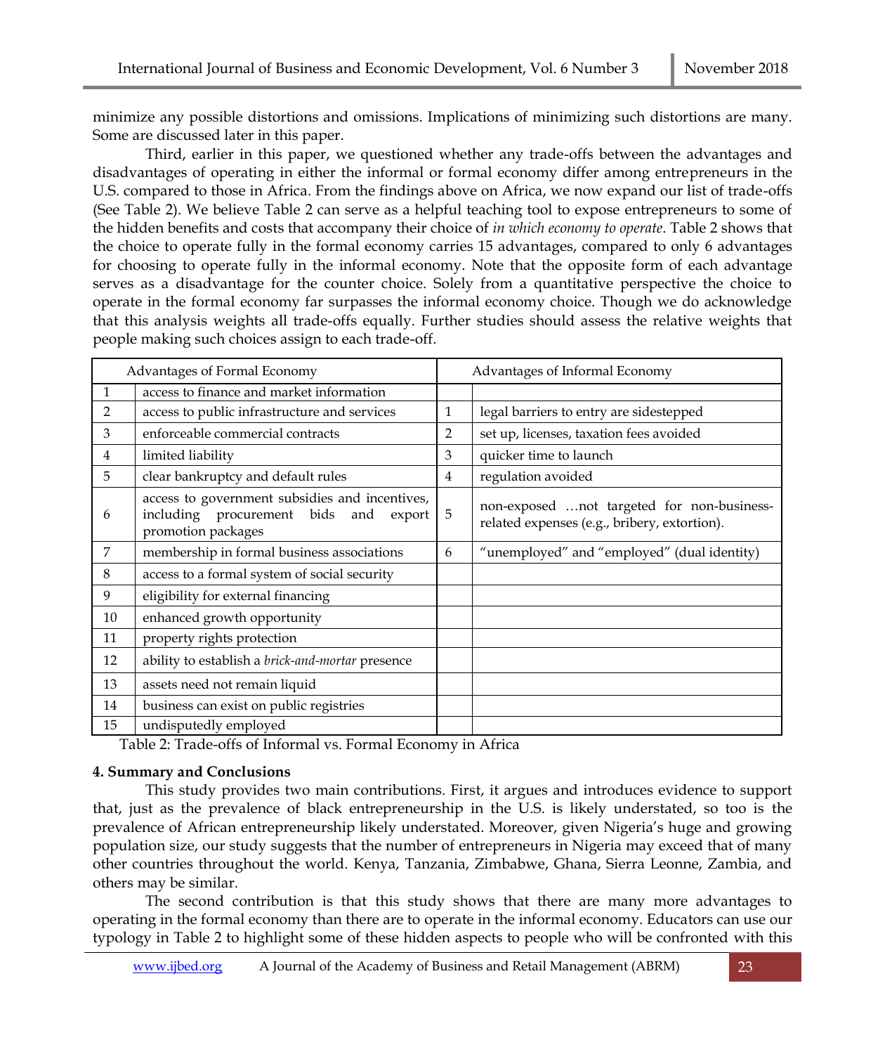minimize any possible distortions and omissions. Implications of minimizing such distortions are many. Some are discussed later in this paper.

Third, earlier in this paper, we questioned whether any trade-offs between the advantages and disadvantages of operating in either the informal or formal economy differ among entrepreneurs in the U.S. compared to those in Africa. From the findings above on Africa, we now expand our list of trade-offs (See Table 2). We believe Table 2 can serve as a helpful teaching tool to expose entrepreneurs to some of the hidden benefits and costs that accompany their choice of *in which economy to operate*. Table 2 shows that the choice to operate fully in the formal economy carries 15 advantages, compared to only 6 advantages for choosing to operate fully in the informal economy. Note that the opposite form of each advantage serves as a disadvantage for the counter choice. Solely from a quantitative perspective the choice to operate in the formal economy far surpasses the informal economy choice. Though we do acknowledge that this analysis weights all trade-offs equally. Further studies should assess the relative weights that people making such choices assign to each trade-off.

| Advantages of Formal Economy | | Advantages of Informal Economy | |
|---|---|---|---|
| 1 | access to finance and market information | | |
| 2 | access to public infrastructure and services | 1 | legal barriers to entry are sidestepped |
| 3 | enforceable commercial contracts | 2 | set up, licenses, taxation fees avoided |
| 4 | limited liability | 3 | quicker time to launch |
| 5 | clear bankruptcy and default rules | 4 | regulation avoided |
| 6 | access to government subsidies and incentives, including procurement bids and export promotion packages | 5 | non-exposed …not targeted for non-business-related expenses (e.g., bribery, extortion). |
| 7 | membership in formal business associations | 6 | "unemployed" and "employed" (dual identity) |
| 8 | access to a formal system of social security | | |
| 9 | eligibility for external financing | | |
| 10 | enhanced growth opportunity | | |
| 11 | property rights protection | | |
| 12 | ability to establish a *brick-and-mortar* presence | | |
| 13 | assets need not remain liquid | | |
| 14 | business can exist on public registries | | |
| 15 | undisputedly employed | | |

Table 2: Trade-offs of Informal vs. Formal Economy in Africa

**4. Summary and Conclusions**

This study provides two main contributions. First, it argues and introduces evidence to support that, just as the prevalence of black entrepreneurship in the U.S. is likely understated, so too is the prevalence of African entrepreneurship likely understated. Moreover, given Nigeria's huge and growing population size, our study suggests that the number of entrepreneurs in Nigeria may exceed that of many other countries throughout the world. Kenya, Tanzania, Zimbabwe, Ghana, Sierra Leonne, Zambia, and others may be similar.

The second contribution is that this study shows that there are many more advantages to operating in the formal economy than there are to operate in the informal economy. Educators can use our typology in Table 2 to highlight some of these hidden aspects to people who will be confronted with this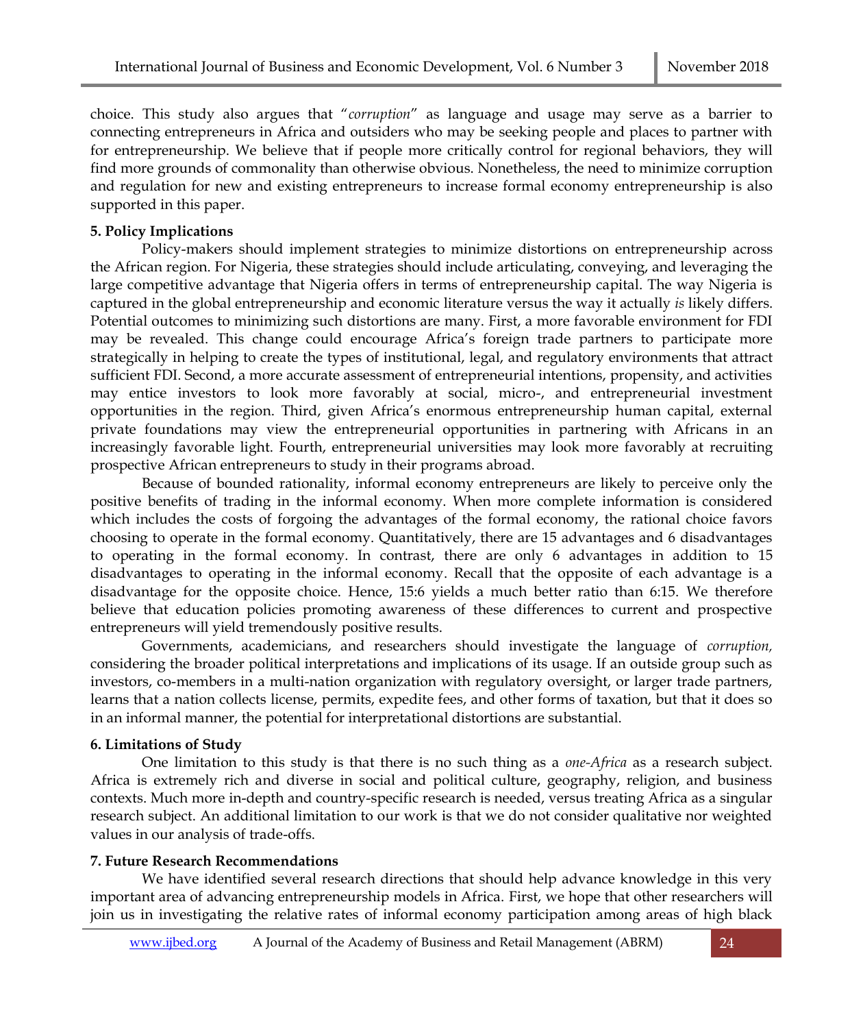choice. This study also argues that "*corruption*" as language and usage may serve as a barrier to connecting entrepreneurs in Africa and outsiders who may be seeking people and places to partner with for entrepreneurship. We believe that if people more critically control for regional behaviors, they will find more grounds of commonality than otherwise obvious. Nonetheless, the need to minimize corruption and regulation for new and existing entrepreneurs to increase formal economy entrepreneurship is also supported in this paper.

**5. Policy Implications**

Policy-makers should implement strategies to minimize distortions on entrepreneurship across the African region. For Nigeria, these strategies should include articulating, conveying, and leveraging the large competitive advantage that Nigeria offers in terms of entrepreneurship capital. The way Nigeria is captured in the global entrepreneurship and economic literature versus the way it actually *is* likely differs. Potential outcomes to minimizing such distortions are many. First, a more favorable environment for FDI may be revealed. This change could encourage Africa's foreign trade partners to participate more strategically in helping to create the types of institutional, legal, and regulatory environments that attract sufficient FDI. Second, a more accurate assessment of entrepreneurial intentions, propensity, and activities may entice investors to look more favorably at social, micro-, and entrepreneurial investment opportunities in the region. Third, given Africa's enormous entrepreneurship human capital, external private foundations may view the entrepreneurial opportunities in partnering with Africans in an increasingly favorable light. Fourth, entrepreneurial universities may look more favorably at recruiting prospective African entrepreneurs to study in their programs abroad.

Because of bounded rationality, informal economy entrepreneurs are likely to perceive only the positive benefits of trading in the informal economy. When more complete information is considered which includes the costs of forgoing the advantages of the formal economy, the rational choice favors choosing to operate in the formal economy. Quantitatively, there are 15 advantages and 6 disadvantages to operating in the formal economy. In contrast, there are only 6 advantages in addition to 15 disadvantages to operating in the informal economy. Recall that the opposite of each advantage is a disadvantage for the opposite choice. Hence, 15:6 yields a much better ratio than 6:15. We therefore believe that education policies promoting awareness of these differences to current and prospective entrepreneurs will yield tremendously positive results.

Governments, academicians, and researchers should investigate the language of *corruption,* considering the broader political interpretations and implications of its usage. If an outside group such as investors, co-members in a multi-nation organization with regulatory oversight, or larger trade partners, learns that a nation collects license, permits, expedite fees, and other forms of taxation, but that it does so in an informal manner, the potential for interpretational distortions are substantial.

**6. Limitations of Study**

One limitation to this study is that there is no such thing as a *one-Africa* as a research subject. Africa is extremely rich and diverse in social and political culture, geography, religion, and business contexts. Much more in-depth and country-specific research is needed, versus treating Africa as a singular research subject. An additional limitation to our work is that we do not consider qualitative nor weighted values in our analysis of trade-offs.

**7. Future Research Recommendations**

We have identified several research directions that should help advance knowledge in this very important area of advancing entrepreneurship models in Africa. First, we hope that other researchers will join us in investigating the relative rates of informal economy participation among areas of high black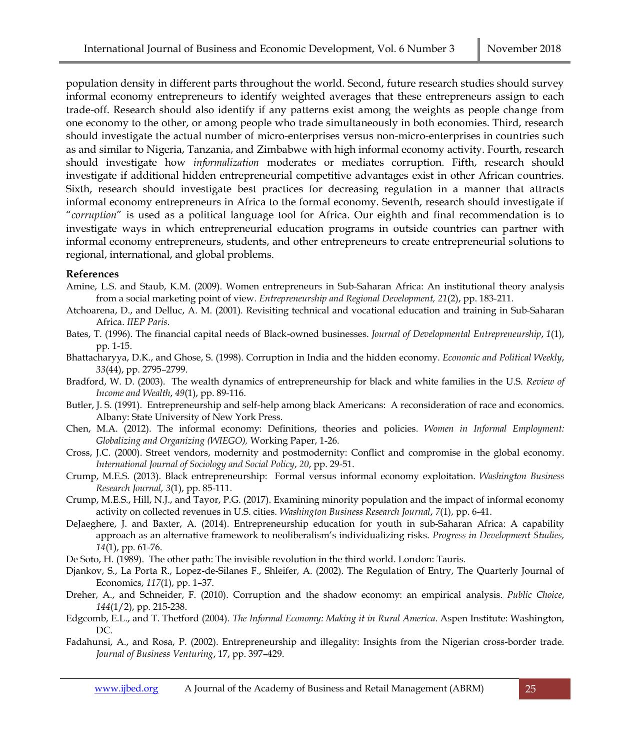population density in different parts throughout the world. Second, future research studies should survey informal economy entrepreneurs to identify weighted averages that these entrepreneurs assign to each trade-off. Research should also identify if any patterns exist among the weights as people change from one economy to the other, or among people who trade simultaneously in both economies. Third, research should investigate the actual number of micro-enterprises versus non-micro-enterprises in countries such as and similar to Nigeria, Tanzania, and Zimbabwe with high informal economy activity. Fourth, research should investigate how *informalization* moderates or mediates corruption. Fifth, research should investigate if additional hidden entrepreneurial competitive advantages exist in other African countries. Sixth, research should investigate best practices for decreasing regulation in a manner that attracts informal economy entrepreneurs in Africa to the formal economy. Seventh, research should investigate if "*corruption*" is used as a political language tool for Africa. Our eighth and final recommendation is to investigate ways in which entrepreneurial education programs in outside countries can partner with informal economy entrepreneurs, students, and other entrepreneurs to create entrepreneurial solutions to regional, international, and global problems.

**References**

Amine, L.S. and Staub, K.M. (2009). Women entrepreneurs in Sub-Saharan Africa: An institutional theory analysis from a social marketing point of view. *Entrepreneurship and Regional Development, 21*(2), pp. 183-211.

Atchoarena, D., and Delluc, A. M. (2001). Revisiting technical and vocational education and training in Sub-Saharan Africa. *IIEP Paris*.

Bates, T. (1996). The financial capital needs of Black-owned businesses. *Journal of Developmental Entrepreneurship*, *1*(1), pp. 1-15.

Bhattacharyya, D.K., and Ghose, S. (1998). Corruption in India and the hidden economy. *Economic and Political Weekly*, *33*(44), pp. 2795–2799.

Bradford, W. D. (2003). The wealth dynamics of entrepreneurship for black and white families in the U.S. *Review of Income and Wealth*, *49*(1), pp. 89-116.

Butler, J. S. (1991). Entrepreneurship and self-help among black Americans: A reconsideration of race and economics. Albany: State University of New York Press.

Chen, M.A. (2012). The informal economy: Definitions, theories and policies. *Women in Informal Employment: Globalizing and Organizing (WIEGO),* Working Paper, 1-26.

Cross, J.C. (2000). Street vendors, modernity and postmodernity: Conflict and compromise in the global economy. *International Journal of Sociology and Social Policy*, *20*, pp. 29-51.

Crump, M.E.S. (2013). Black entrepreneurship: Formal versus informal economy exploitation. *Washington Business Research Journal, 3*(1), pp. 85-111.

Crump, M.E.S., Hill, N.J., and Tayor, P.G. (2017). Examining minority population and the impact of informal economy activity on collected revenues in U.S. cities. *Washington Business Research Journal*, *7*(1), pp. 6-41.

DeJaeghere, J. and Baxter, A. (2014). Entrepreneurship education for youth in sub-Saharan Africa: A capability approach as an alternative framework to neoliberalism's individualizing risks. *Progress in Development Studies, 14*(1), pp. 61-76.

De Soto, H. (1989). The other path: The invisible revolution in the third world. London: Tauris.

Djankov, S., La Porta R., Lopez-de-Silanes F., Shleifer, A. (2002). The Regulation of Entry, The Quarterly Journal of Economics, *117*(1), pp. 1–37.

Dreher, A., and Schneider, F. (2010). Corruption and the shadow economy: an empirical analysis. *Public Choice*, *144*(1/2), pp. 215-238.

Edgcomb, E.L., and T. Thetford (2004). *The Informal Economy: Making it in Rural America*. Aspen Institute: Washington, DC.

Fadahunsi, A., and Rosa, P. (2002). Entrepreneurship and illegality: Insights from the Nigerian cross-border trade. *Journal of Business Venturing*, 17, pp. 397–429.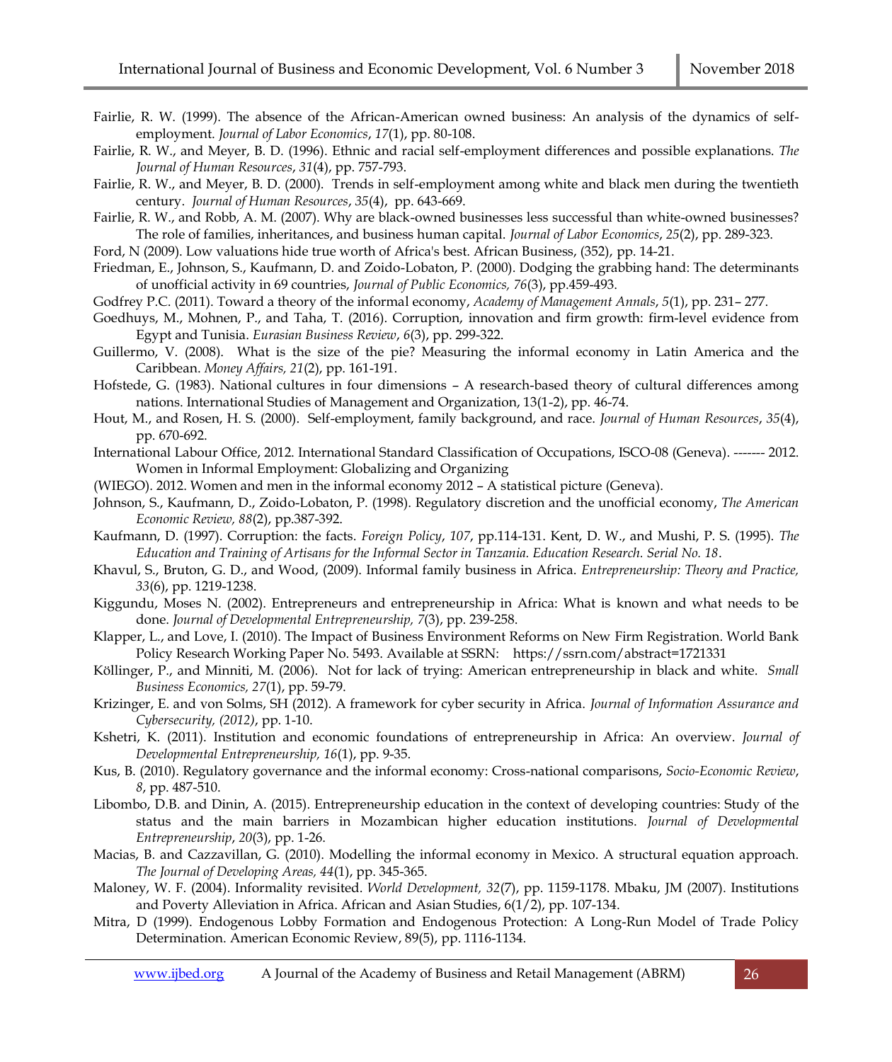Fairlie, R. W. (1999). The absence of the African-American owned business: An analysis of the dynamics of self-employment. *Journal of Labor Economics*, *17*(1), pp. 80-108.

Fairlie, R. W., and Meyer, B. D. (1996). Ethnic and racial self-employment differences and possible explanations. *The Journal of Human Resources*, *31*(4), pp. 757-793.

Fairlie, R. W., and Meyer, B. D. (2000). Trends in self-employment among white and black men during the twentieth century. *Journal of Human Resources*, *35*(4), pp. 643-669.

Fairlie, R. W., and Robb, A. M. (2007). Why are black-owned businesses less successful than white-owned businesses? The role of families, inheritances, and business human capital. *Journal of Labor Economics*, *25*(2), pp. 289-323.

Ford, N (2009). Low valuations hide true worth of Africa's best. African Business, (352), pp. 14-21.

Friedman, E., Johnson, S., Kaufmann, D. and Zoido-Lobaton, P. (2000). Dodging the grabbing hand: The determinants of unofficial activity in 69 countries, *Journal of Public Economics, 76*(3), pp.459-493.

Godfrey P.C. (2011). Toward a theory of the informal economy, *Academy of Management Annals*, *5*(1), pp. 231– 277.

Goedhuys, M., Mohnen, P., and Taha, T. (2016). Corruption, innovation and firm growth: firm-level evidence from Egypt and Tunisia. *Eurasian Business Review*, *6*(3), pp. 299-322.

Guillermo, V. (2008). What is the size of the pie? Measuring the informal economy in Latin America and the Caribbean. *Money Affairs, 21*(2), pp. 161-191.

Hofstede, G. (1983). National cultures in four dimensions – A research-based theory of cultural differences among nations. International Studies of Management and Organization, 13(1-2), pp. 46-74.

Hout, M., and Rosen, H. S. (2000). Self-employment, family background, and race. *Journal of Human Resources*, *35*(4), pp. 670-692.

International Labour Office, 2012. International Standard Classification of Occupations, ISCO-08 (Geneva). ------- 2012. Women in Informal Employment: Globalizing and Organizing

(WIEGO). 2012. Women and men in the informal economy 2012 – A statistical picture (Geneva).

Johnson, S., Kaufmann, D., Zoido-Lobaton, P. (1998). Regulatory discretion and the unofficial economy, *The American Economic Review, 88*(2), pp.387-392.

Kaufmann, D. (1997). Corruption: the facts. *Foreign Policy*, *107*, pp.114-131. Kent, D. W., and Mushi, P. S. (1995). *The Education and Training of Artisans for the Informal Sector in Tanzania. Education Research. Serial No. 18*.

Khavul, S., Bruton, G. D., and Wood, (2009). Informal family business in Africa. *Entrepreneurship: Theory and Practice, 33*(6), pp. 1219-1238.

Kiggundu, Moses N. (2002). Entrepreneurs and entrepreneurship in Africa: What is known and what needs to be done. *Journal of Developmental Entrepreneurship, 7*(3), pp. 239-258.

Klapper, L., and Love, I. (2010). The Impact of Business Environment Reforms on New Firm Registration. World Bank Policy Research Working Paper No. 5493. Available at SSRN: https://ssrn.com/abstract=1721331

Köllinger, P., and Minniti, M. (2006). Not for lack of trying: American entrepreneurship in black and white. *Small Business Economics, 27*(1), pp. 59-79.

Krizinger, E. and von Solms, SH (2012). A framework for cyber security in Africa. *Journal of Information Assurance and Cybersecurity, (2012)*, pp. 1-10.

Kshetri, K. (2011). Institution and economic foundations of entrepreneurship in Africa: An overview. *Journal of Developmental Entrepreneurship, 16*(1), pp. 9-35.

Kus, B. (2010). Regulatory governance and the informal economy: Cross-national comparisons, *Socio-Economic Review*, *8*, pp. 487-510.

Libombo, D.B. and Dinin, A. (2015). Entrepreneurship education in the context of developing countries: Study of the status and the main barriers in Mozambican higher education institutions. *Journal of Developmental Entrepreneurship*, *20*(3), pp. 1-26.

Macias, B. and Cazzavillan, G. (2010). Modelling the informal economy in Mexico. A structural equation approach. *The Journal of Developing Areas, 44*(1), pp. 345-365.

Maloney, W. F. (2004). Informality revisited. *World Development, 32*(7), pp. 1159-1178. Mbaku, JM (2007). Institutions and Poverty Alleviation in Africa. African and Asian Studies, 6(1/2), pp. 107-134.

Mitra, D (1999). Endogenous Lobby Formation and Endogenous Protection: A Long-Run Model of Trade Policy Determination. American Economic Review, 89(5), pp. 1116-1134.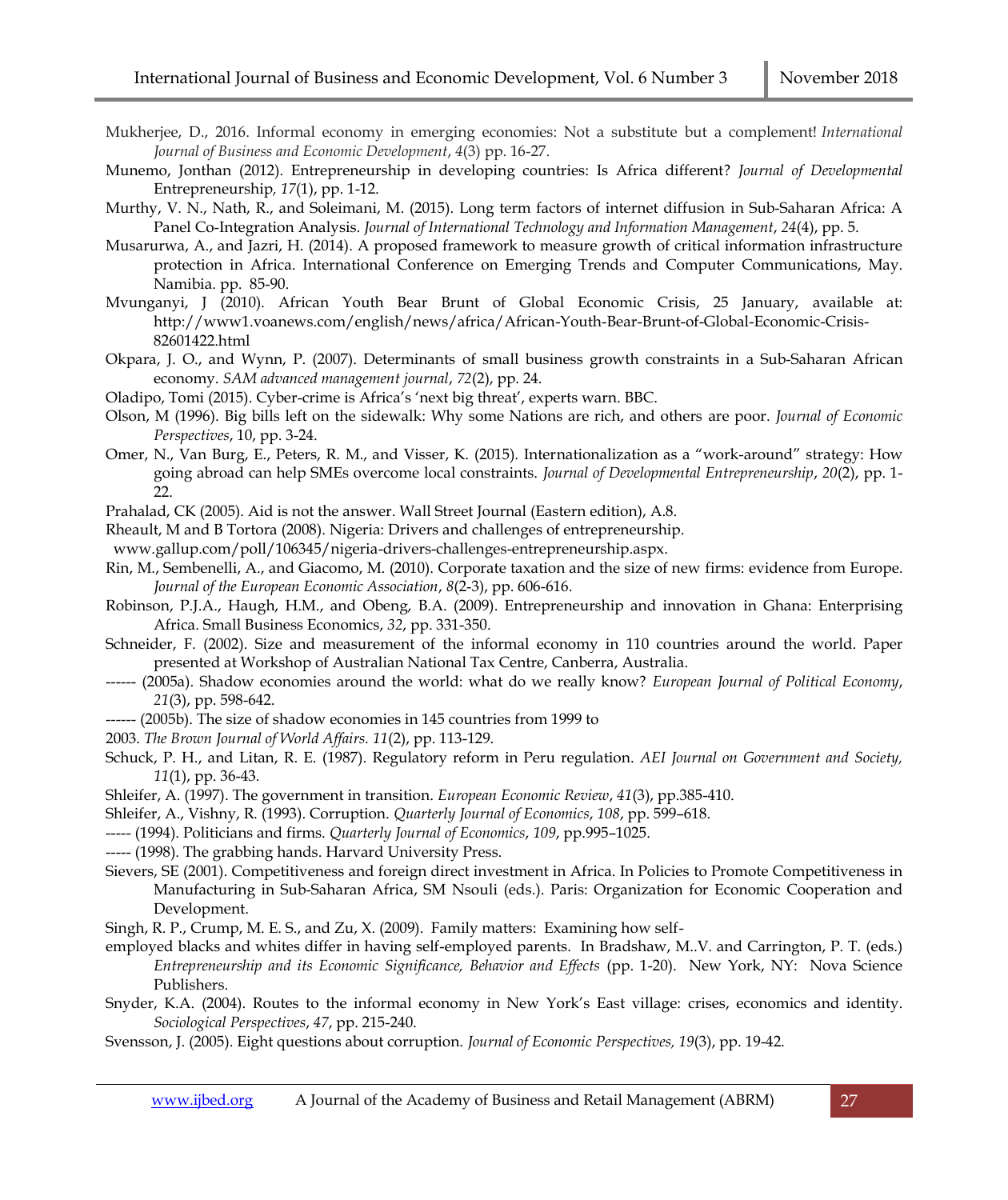Mukherjee, D., 2016. Informal economy in emerging economies: Not a substitute but a complement! *International Journal of Business and Economic Development*, *4*(3) pp. 16-27.

Munemo, Jonthan (2012). Entrepreneurship in developing countries: Is Africa different? *Journal of Developmental* Entrepreneurship*, 17*(1), pp. 1-12.

Murthy, V. N., Nath, R., and Soleimani, M. (2015). Long term factors of internet diffusion in Sub-Saharan Africa: A Panel Co-Integration Analysis. *Journal of International Technology and Information Management*, *24*(4), pp. 5.

Musarurwa, A., and Jazri, H. (2014). A proposed framework to measure growth of critical information infrastructure protection in Africa. International Conference on Emerging Trends and Computer Communications, May. Namibia. pp. 85-90.

Mvunganyi, J (2010). African Youth Bear Brunt of Global Economic Crisis, 25 January, available at: http://www1.voanews.com/english/news/africa/African-Youth-Bear-Brunt-of-Global-Economic-Crisis-82601422.html

Okpara, J. O., and Wynn, P. (2007). Determinants of small business growth constraints in a Sub-Saharan African economy. *SAM advanced management journal*, *72*(2), pp. 24.

Oladipo, Tomi (2015). Cyber-crime is Africa's 'next big threat', experts warn. BBC.

Olson, M (1996). Big bills left on the sidewalk: Why some Nations are rich, and others are poor. *Journal of Economic Perspectives*, 10, pp. 3-24.

Omer, N., Van Burg, E., Peters, R. M., and Visser, K. (2015). Internationalization as a "work-around" strategy: How going abroad can help SMEs overcome local constraints. *Journal of Developmental Entrepreneurship*, *20*(2), pp. 1-22.

Prahalad, CK (2005). Aid is not the answer. Wall Street Journal (Eastern edition), A.8.

Rheault, M and B Tortora (2008). Nigeria: Drivers and challenges of entrepreneurship.
www.gallup.com/poll/106345/nigeria-drivers-challenges-entrepreneurship.aspx.

Rin, M., Sembenelli, A., and Giacomo, M. (2010). Corporate taxation and the size of new firms: evidence from Europe. *Journal of the European Economic Association*, *8*(2-3), pp. 606-616.

Robinson, P.J.A., Haugh, H.M., and Obeng, B.A. (2009). Entrepreneurship and innovation in Ghana: Enterprising Africa. Small Business Economics, *32*, pp. 331-350.

Schneider, F. (2002). Size and measurement of the informal economy in 110 countries around the world. Paper presented at Workshop of Australian National Tax Centre, Canberra, Australia.

------ (2005a). Shadow economies around the world: what do we really know? *European Journal of Political Economy*, *21*(3), pp. 598-642.

------ (2005b). The size of shadow economies in 145 countries from 1999 to
2003. *The Brown Journal of World Affairs. 11*(2), pp. 113-129.

Schuck, P. H., and Litan, R. E. (1987). Regulatory reform in Peru regulation. *AEI Journal on Government and Society, 11*(1), pp. 36-43.

Shleifer, A. (1997). The government in transition. *European Economic Review*, *41*(3), pp.385-410.

Shleifer, A., Vishny, R. (1993). Corruption. *Quarterly Journal of Economics*, *108*, pp. 599–618.

----- (1994). Politicians and firms. *Quarterly Journal of Economics*, *109*, pp.995–1025.

----- (1998). The grabbing hands. Harvard University Press.

Sievers, SE (2001). Competitiveness and foreign direct investment in Africa. In Policies to Promote Competitiveness in Manufacturing in Sub-Saharan Africa, SM Nsouli (eds.). Paris: Organization for Economic Cooperation and Development.

Singh, R. P., Crump, M. E. S., and Zu, X. (2009). Family matters: Examining how self-
employed blacks and whites differ in having self-employed parents. In Bradshaw, M..V. and Carrington, P. T. (eds.) *Entrepreneurship and its Economic Significance, Behavior and Effects* (pp. 1-20). New York, NY: Nova Science Publishers.

Snyder, K.A. (2004). Routes to the informal economy in New York's East village: crises, economics and identity. *Sociological Perspectives*, *47*, pp. 215-240.

Svensson, J. (2005). Eight questions about corruption. *Journal of Economic Perspectives, 19*(3), pp. 19-42.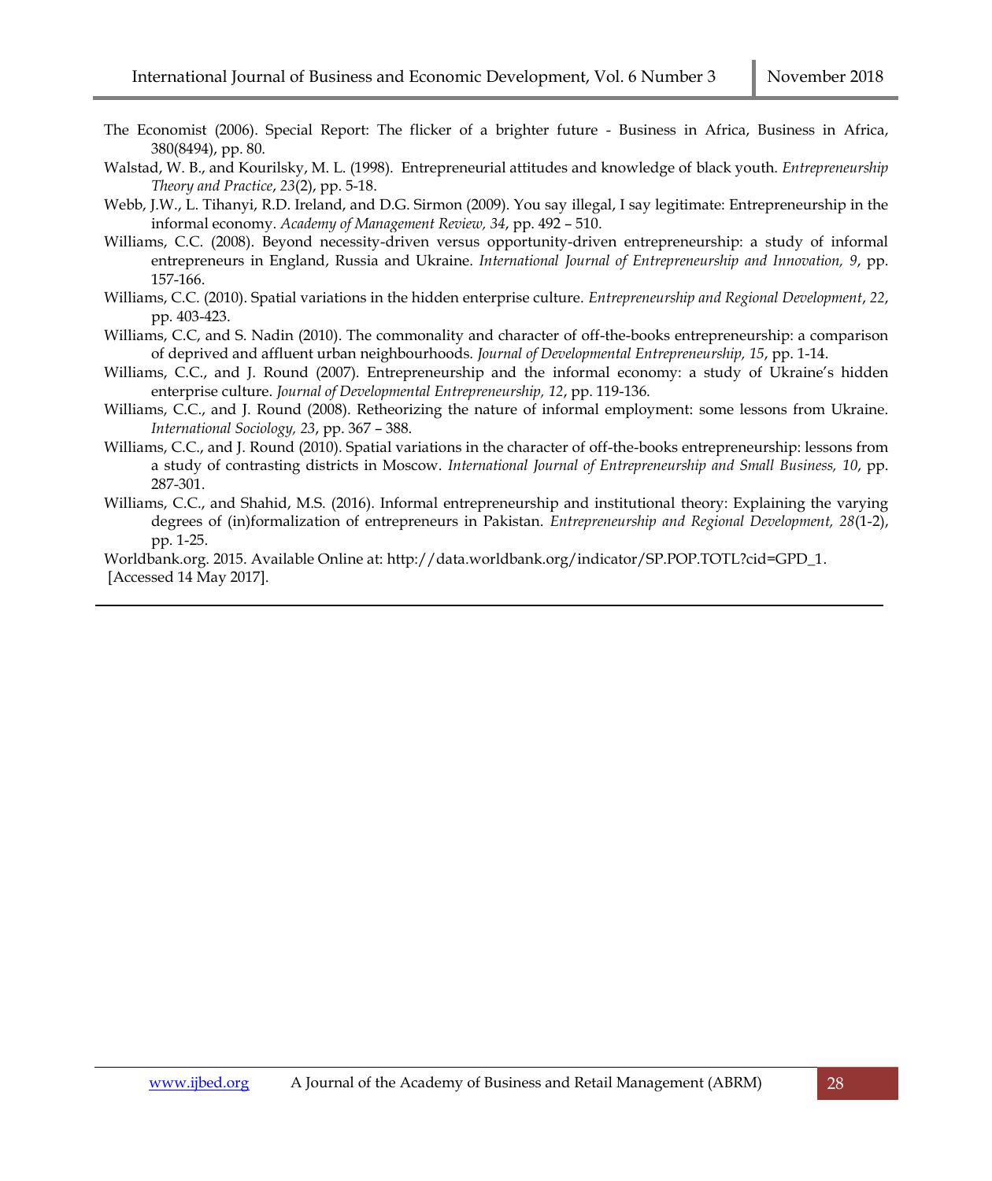The Economist (2006). Special Report: The flicker of a brighter future - Business in Africa, Business in Africa, 380(8494), pp. 80.

Walstad, W. B., and Kourilsky, M. L. (1998). Entrepreneurial attitudes and knowledge of black youth. *Entrepreneurship Theory and Practice*, *23*(2), pp. 5-18.

Webb, J.W., L. Tihanyi, R.D. Ireland, and D.G. Sirmon (2009). You say illegal, I say legitimate: Entrepreneurship in the informal economy. *Academy of Management Review, 34*, pp. 492 – 510.

Williams, C.C. (2008). Beyond necessity-driven versus opportunity-driven entrepreneurship: a study of informal entrepreneurs in England, Russia and Ukraine. *International Journal of Entrepreneurship and Innovation, 9*, pp. 157-166.

Williams, C.C. (2010). Spatial variations in the hidden enterprise culture. *Entrepreneurship and Regional Development*, *22*, pp. 403-423.

Williams, C.C, and S. Nadin (2010). The commonality and character of off-the-books entrepreneurship: a comparison of deprived and affluent urban neighbourhoods. *Journal of Developmental Entrepreneurship, 15*, pp. 1-14.

Williams, C.C., and J. Round (2007). Entrepreneurship and the informal economy: a study of Ukraine's hidden enterprise culture. *Journal of Developmental Entrepreneurship, 12*, pp. 119-136.

Williams, C.C., and J. Round (2008). Retheorizing the nature of informal employment: some lessons from Ukraine. *International Sociology, 23*, pp. 367 – 388.

Williams, C.C., and J. Round (2010). Spatial variations in the character of off-the-books entrepreneurship: lessons from a study of contrasting districts in Moscow. *International Journal of Entrepreneurship and Small Business, 10*, pp. 287-301.

Williams, C.C., and Shahid, M.S. (2016). Informal entrepreneurship and institutional theory: Explaining the varying degrees of (in)formalization of entrepreneurs in Pakistan. *Entrepreneurship and Regional Development, 28*(1-2), pp. 1-25.

Worldbank.org. 2015. Available Online at: http://data.worldbank.org/indicator/SP.POP.TOTL?cid=GPD_1. [Accessed 14 May 2017].